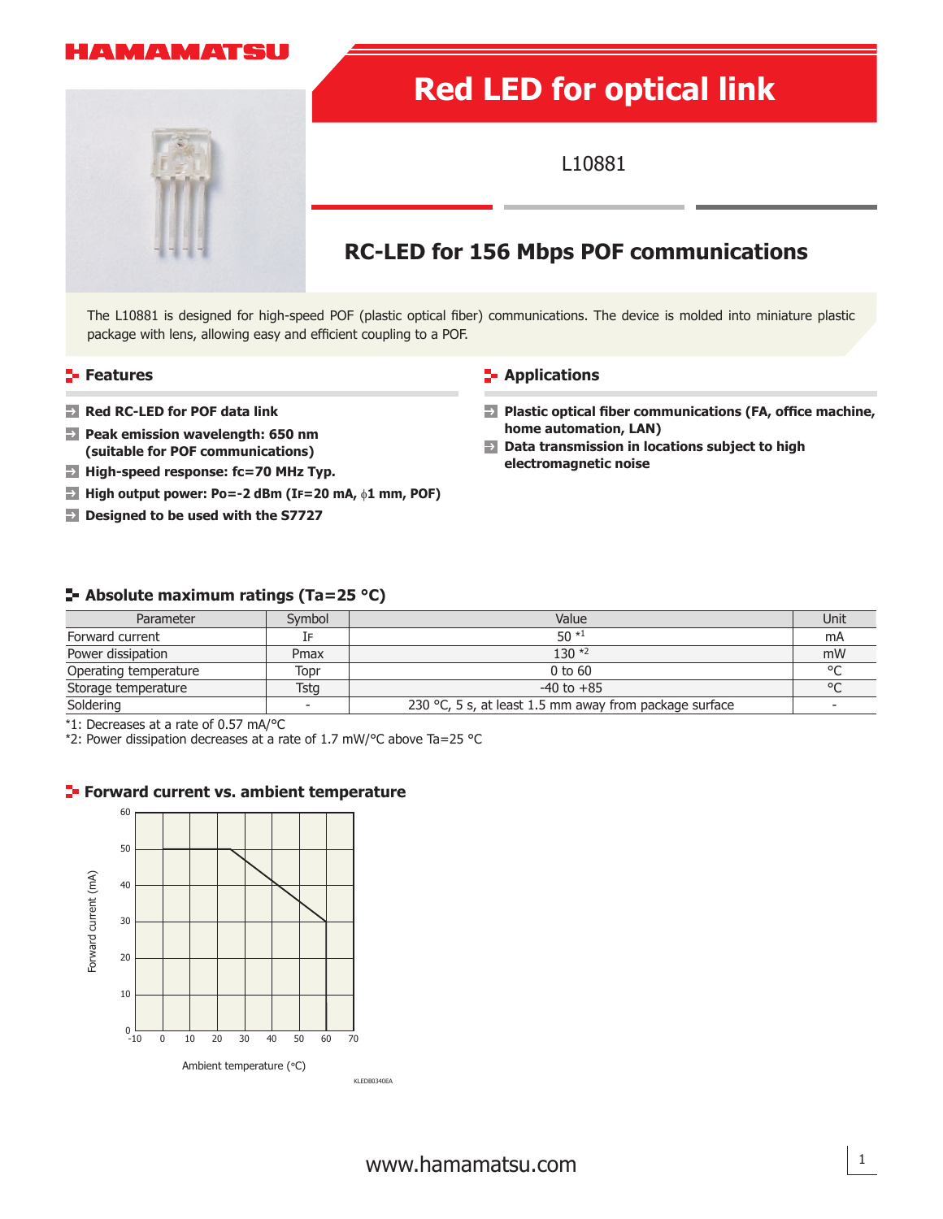# Red LED for optical link

L10881

## RC-LED for 156 Mbps POF communications

The L10881 is designed for high-speed POF (plastic optical fiber) communications. The device is molded into miniature plastic package with lens, allowing easy and efficient coupling to a POF.

## Features

- **Red RC-LED for POF data link**
- **Peak emission wavelength: 650 nm (suitable for POF communications)**
- **High-speed response: fc=70 MHz Typ.**
- **High output power: Po=-2 dBm (IF=20 mA, ϕ1 mm, POF)**
- **Designed to be used with the S7727**

## Applications

- **Plastic optical fiber communications (FA, office machine, home automation, LAN)**
- **Data transmission in locations subject to high electromagnetic noise**

## Absolute maximum ratings (Ta=25 °C)

| Parameter | Symbol | Value | Unit |
|---|---|---|---|
| Forward current | IF | 50 *1 | mA |
| Power dissipation | Pmax | 130 *2 | mW |
| Operating temperature | Topr | 0 to 60 | °C |
| Storage temperature | Tstg | -40 to +85 | °C |
| Soldering | - | 230 °C, 5 s, at least 1.5 mm away from package surface | - |

*1: Decreases at a rate of 0.57 mA/°C

*2: Power dissipation decreases at a rate of 1.7 mW/°C above Ta=25 °C

## Forward current vs. ambient temperature

KLEDB0340EA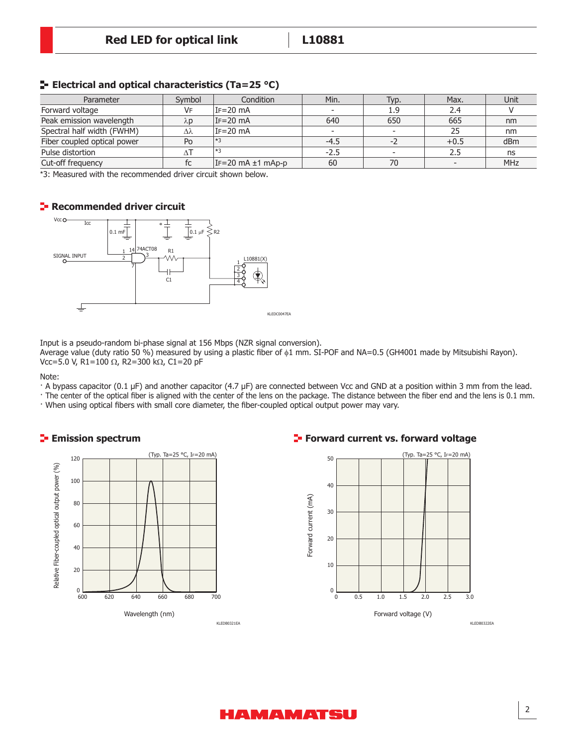## Electrical and optical characteristics (Ta=25 °C)

| Parameter | Symbol | Condition | Min. | Typ. | Max. | Unit |
|---|---|---|---|---|---|---|
| Forward voltage | VF | IF=20 mA | - | 1.9 | 2.4 | V |
| Peak emission wavelength | λp | IF=20 mA | 640 | 650 | 665 | nm |
| Spectral half width (FWHM) | Δλ | IF=20 mA | - | - | 25 | nm |
| Fiber coupled optical power | Po | *3 | -4.5 | -2 | +0.5 | dBm |
| Pulse distortion | ΔT | *3 | -2.5 | - | 2.5 | ns |
| Cut-off frequency | fc | IF=20 mA ±1 mAp-p | 60 | 70 | - | MHz |

*3: Measured with the recommended driver circuit shown below.

## Recommended driver circuit

Input is a pseudo-random bi-phase signal at 156 Mbps (NZR signal conversion).
Average value (duty ratio 50 %) measured by using a plastic fiber of ϕ1 mm. SI-POF and NA=0.5 (GH4001 made by Mitsubishi Rayon).
Vcc=5.0 V, R1=100 Ω, R2=300 kΩ, C1=20 pF

Note:

- A bypass capacitor (0.1 µF) and another capacitor (4.7 µF) are connected between Vcc and GND at a position within 3 mm from the lead.
- The center of the optical fiber is aligned with the center of the lens on the package. The distance between the fiber end and the lens is 0.1 mm.
- When using optical fibers with small core diameter, the fiber-coupled optical output power may vary.

## Emission spectrum

## Forward current vs. forward voltage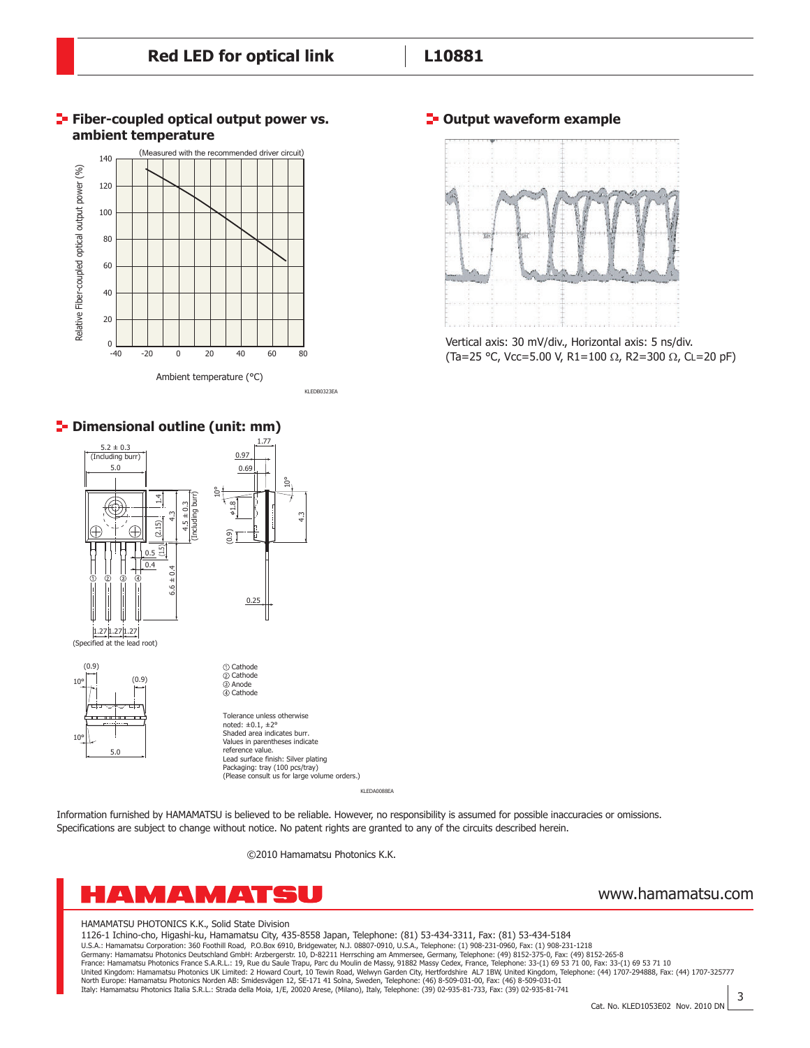## Fiber-coupled optical output power vs. ambient temperature

(Measured with the recommended driver circuit)

Relative Fiber-coupled optical output power (%)

140
120
100
80
60
40
20
0

-40 -20 0 20 40 60 80

Ambient temperature (°C)

KLEDB0323EA

## Output waveform example

Vertical axis: 30 mV/div., Horizontal axis: 5 ns/div.
(Ta=25 °C, Vcc=5.00 V, R1=100 Ω, R2=300 Ω, CL=20 pF)

## Dimensional outline (unit: mm)

5.2 ± 0.3
(Including burr)
5.0
1.4
4.3
4.5 ± 0.3
(Including burr)
(2.15)
(1.5)
0.5
0.4
6.6 ± 0.4
① ② ③ ④
1.27 1.27 1.27
(Specified at the lead root)

1.77
0.97
0.69
10°
10°
ϕ1.8
4.3
(0.9)
0.25

(0.9)
10°
(0.9)
10°
5.0

① Cathode
② Cathode
③ Anode
④ Cathode

Tolerance unless otherwise noted: ±0.1, ±2°
Shaded area indicates burr.
Values in parentheses indicate reference value.
Lead surface finish: Silver plating
Packaging: tray (100 pcs/tray)
(Please consult us for large volume orders.)

KLEDA0088EA

Information furnished by HAMAMATSU is believed to be reliable. However, no responsibility is assumed for possible inaccuracies or omissions. Specifications are subject to change without notice. No patent rights are granted to any of the circuits described herein.

©2010 Hamamatsu Photonics K.K.

HAMAMATSU

www.hamamatsu.com

HAMAMATSU PHOTONICS K.K., Solid State Division
1126-1 Ichino-cho, Higashi-ku, Hamamatsu City, 435-8558 Japan, Telephone: (81) 53-434-3311, Fax: (81) 53-434-5184
U.S.A.: Hamamatsu Corporation: 360 Foothill Road, P.O.Box 6910, Bridgewater, N.J. 08807-0910, U.S.A., Telephone: (1) 908-231-0960, Fax: (1) 908-231-1218
Germany: Hamamatsu Photonics Deutschland GmbH: Arzbergerstr. 10, D-82211 Herrsching am Ammersee, Germany, Telephone: (49) 8152-375-0, Fax: (49) 8152-265-8
France: Hamamatsu Photonics France S.A.R.L.: 19, Rue du Saule Trapu, Parc du Moulin de Massy, 91882 Massy Cedex, France, Telephone: 33-(1) 69 53 71 00, Fax: 33-(1) 69 53 71 10
United Kingdom: Hamamatsu Photonics UK Limited: 2 Howard Court, 10 Tewin Road, Welwyn Garden City, Hertfordshire AL7 1BW, United Kingdom, Telephone: (44) 1707-294888, Fax: (44) 1707-325777
North Europe: Hamamatsu Photonics Norden AB: Smidesvägen 12, SE-171 41 Solna, Sweden, Telephone: (46) 8-509-031-00, Fax: (46) 8-509-031-01
Italy: Hamamatsu Photonics Italia S.R.L.: Strada della Moia, 1/E, 20020 Arese, (Milano), Italy, Telephone: (39) 02-935-81-733, Fax: (39) 02-935-81-741

Cat. No. KLED1053E02 Nov. 2010 DN